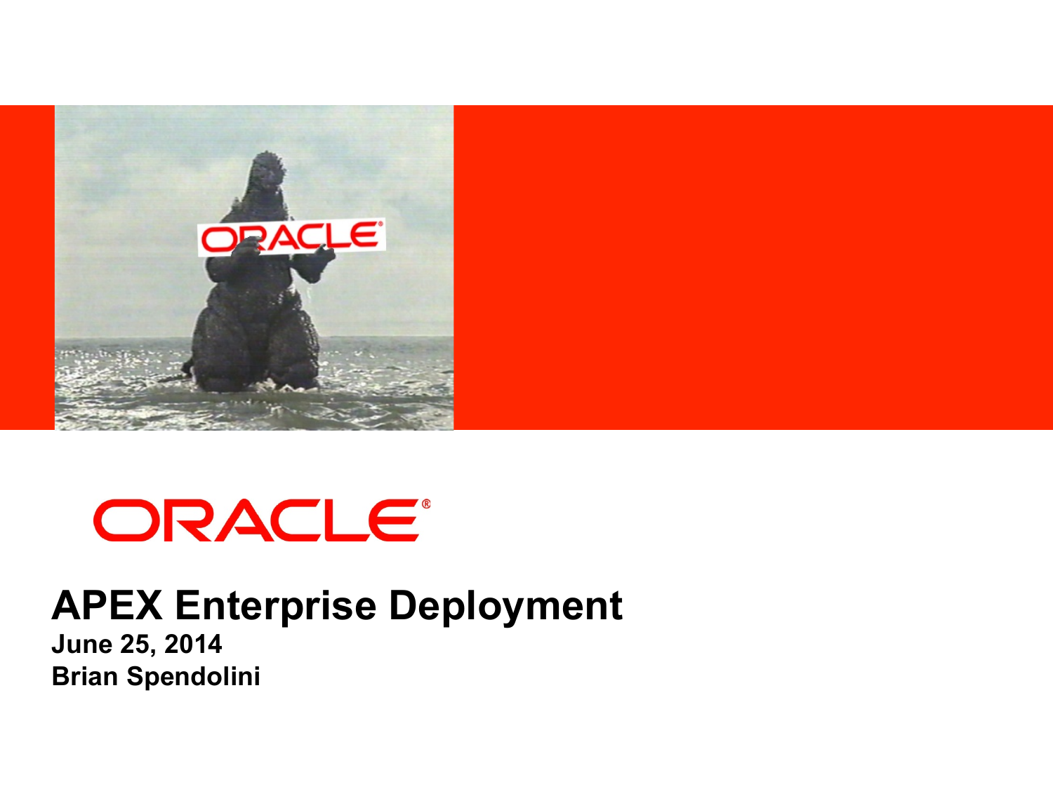ORACLE®

# APEX Enterprise Deployment

**June 25, 2014**
**Brian Spendolini**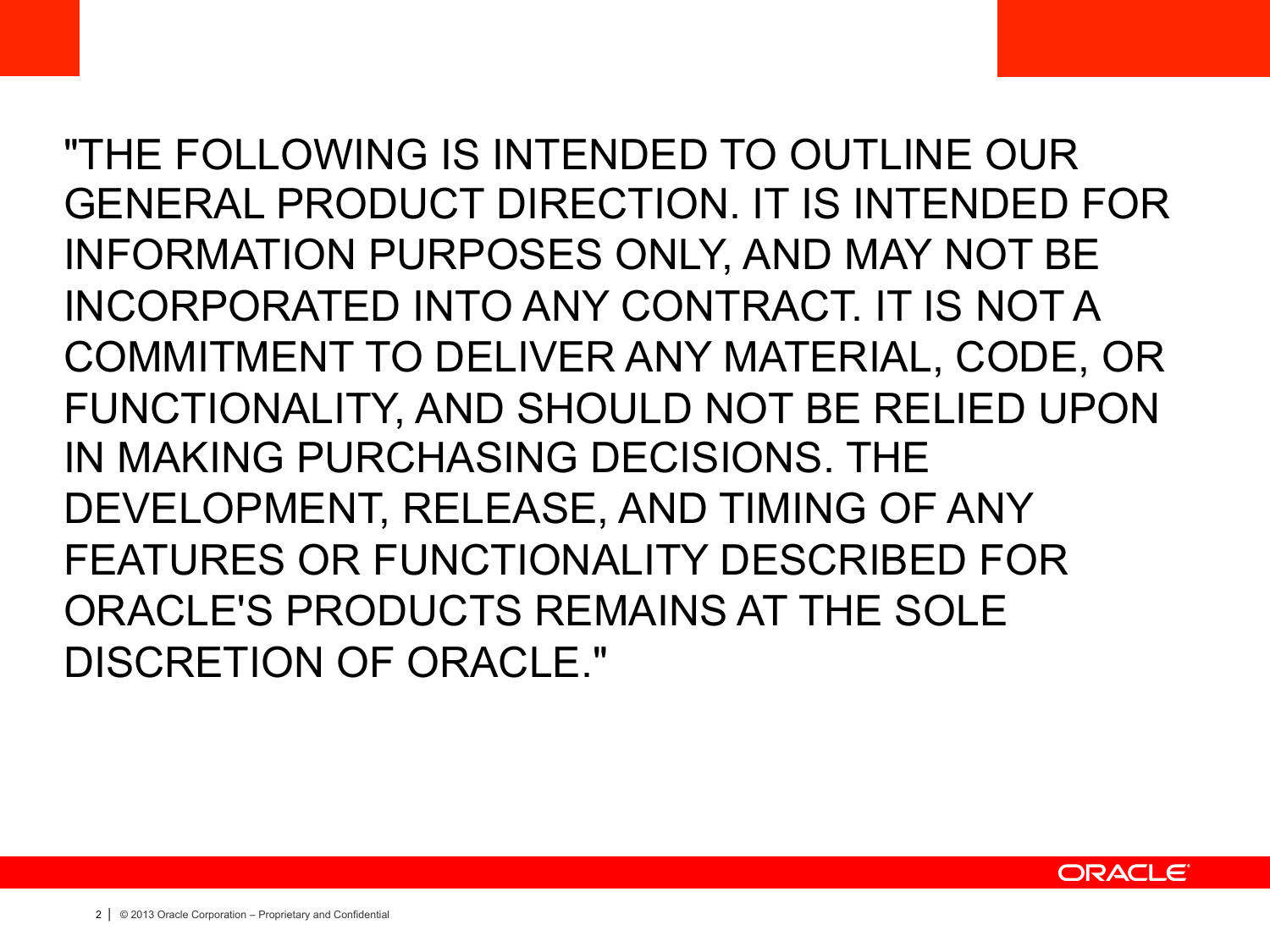"THE FOLLOWING IS INTENDED TO OUTLINE OUR GENERAL PRODUCT DIRECTION. IT IS INTENDED FOR INFORMATION PURPOSES ONLY, AND MAY NOT BE INCORPORATED INTO ANY CONTRACT. IT IS NOT A COMMITMENT TO DELIVER ANY MATERIAL, CODE, OR FUNCTIONALITY, AND SHOULD NOT BE RELIED UPON IN MAKING PURCHASING DECISIONS. THE DEVELOPMENT, RELEASE, AND TIMING OF ANY FEATURES OR FUNCTIONALITY DESCRIBED FOR ORACLE'S PRODUCTS REMAINS AT THE SOLE DISCRETION OF ORACLE."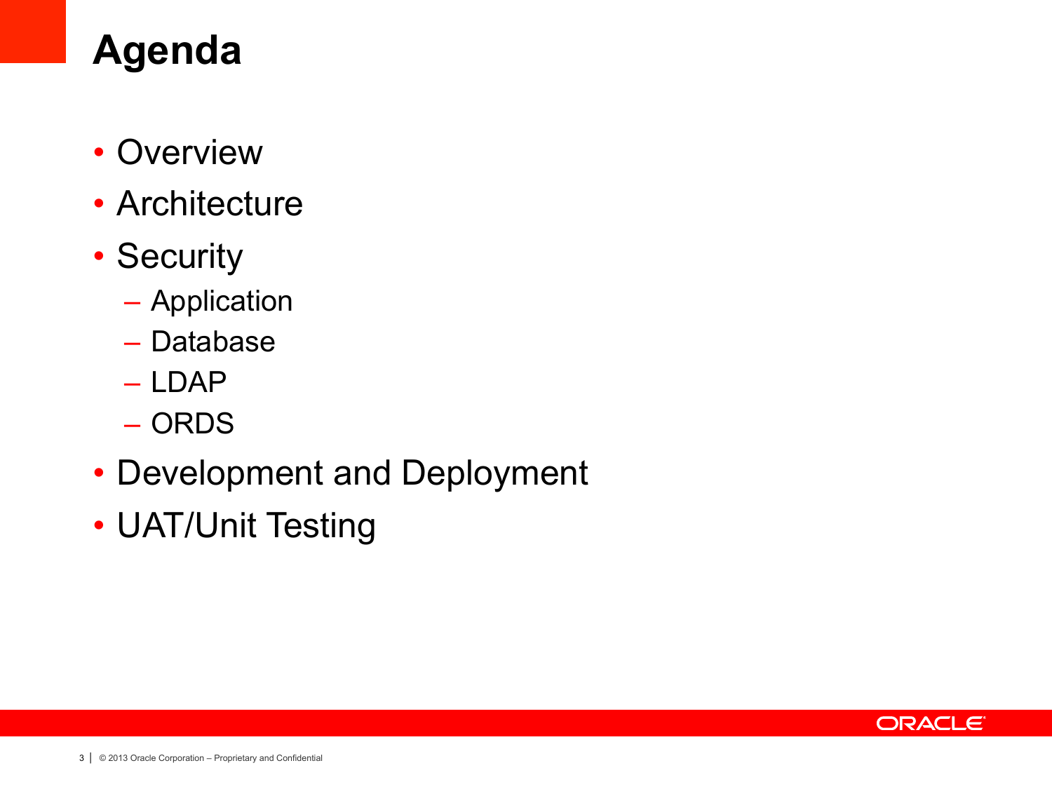# Agenda

- Overview
- Architecture
- Security
  - Application
  - Database
  - LDAP
  - ORDS
- Development and Deployment
- UAT/Unit Testing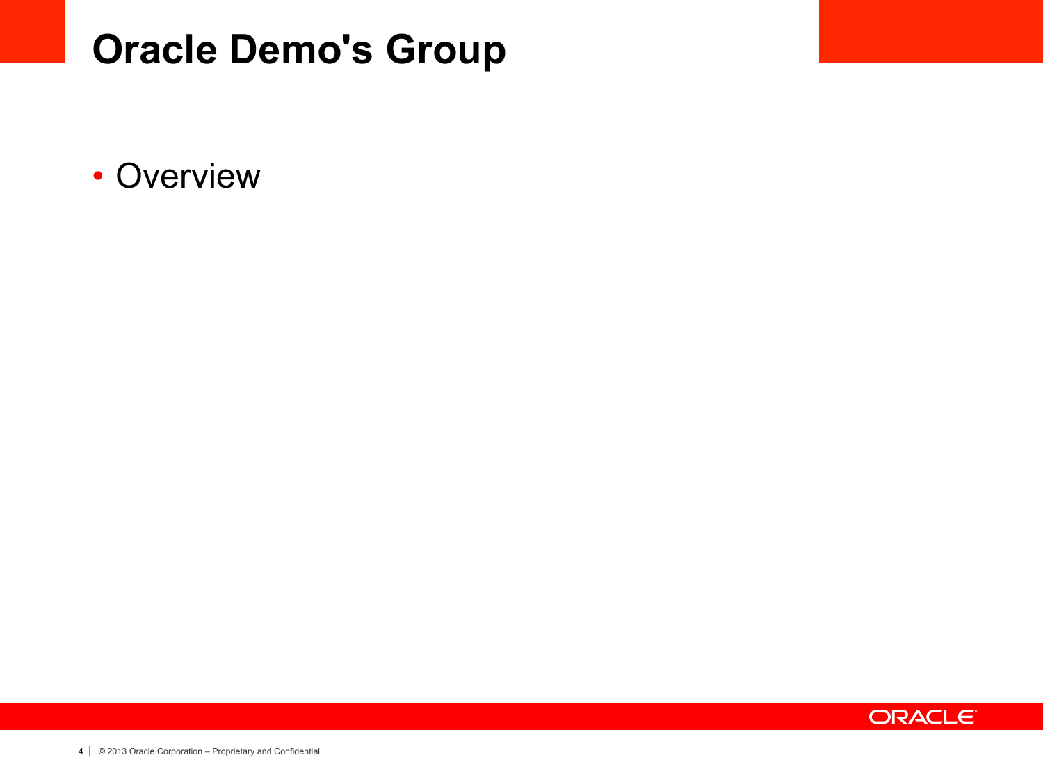# Oracle Demo's Group

- Overview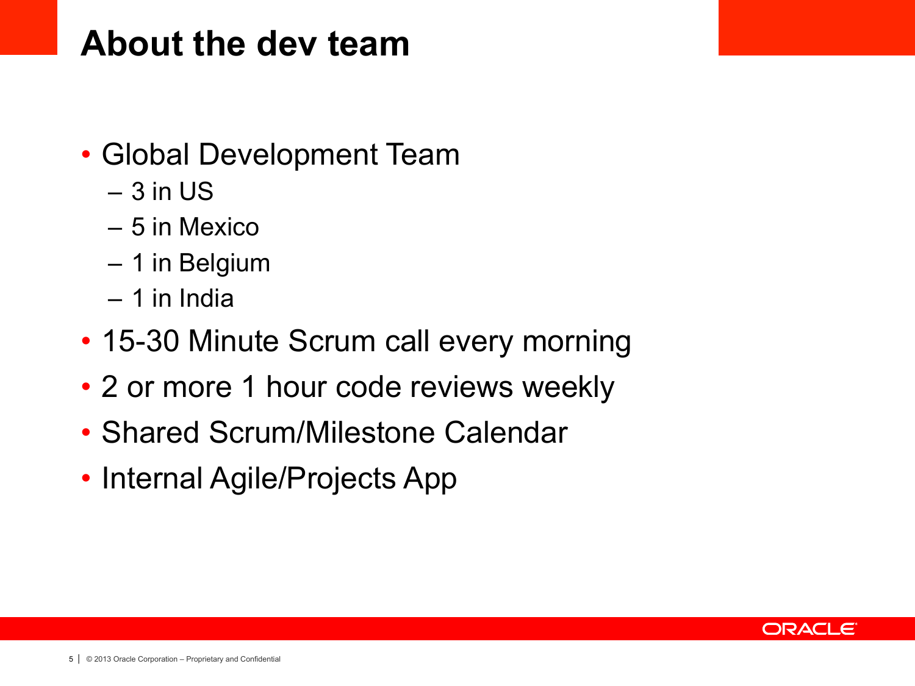# About the dev team

- Global Development Team
  - 3 in US
  - 5 in Mexico
  - 1 in Belgium
  - 1 in India
- 15-30 Minute Scrum call every morning
- 2 or more 1 hour code reviews weekly
- Shared Scrum/Milestone Calendar
- Internal Agile/Projects App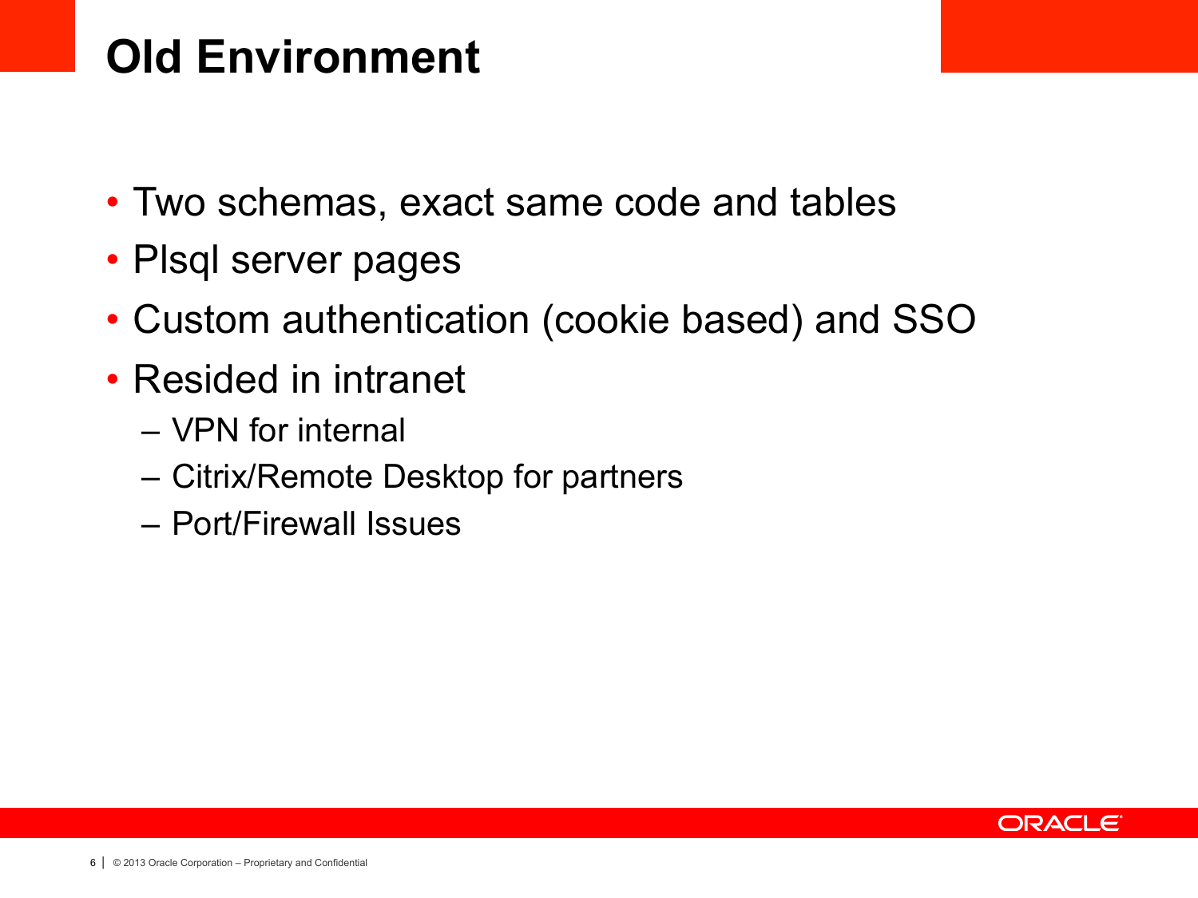# Old Environment

- Two schemas, exact same code and tables
- Plsql server pages
- Custom authentication (cookie based) and SSO
- Resided in intranet
  - VPN for internal
  - Citrix/Remote Desktop for partners
  - Port/Firewall Issues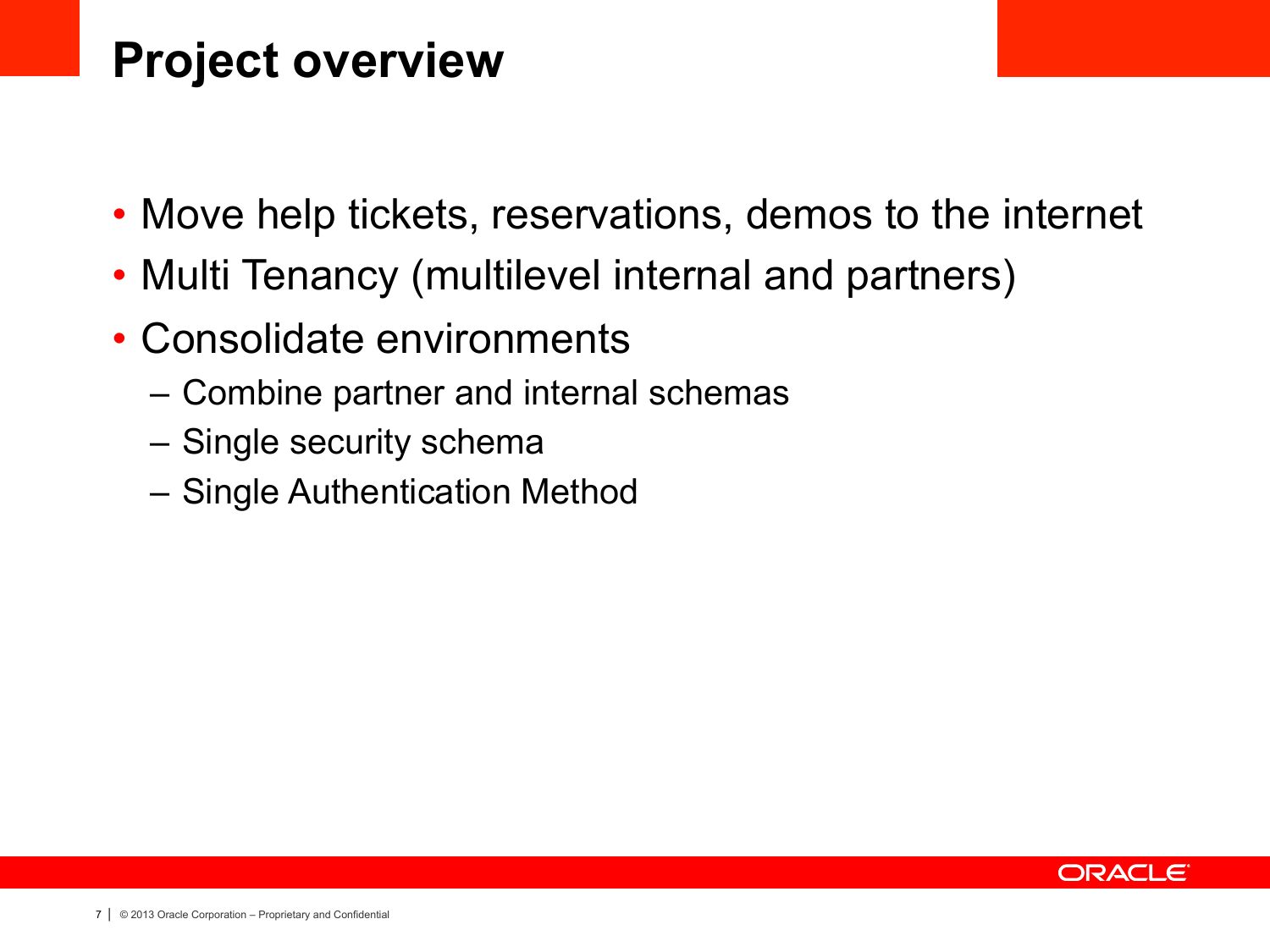# Project overview

- Move help tickets, reservations, demos to the internet
- Multi Tenancy (multilevel internal and partners)
- Consolidate environments
  - Combine partner and internal schemas
  - Single security schema
  - Single Authentication Method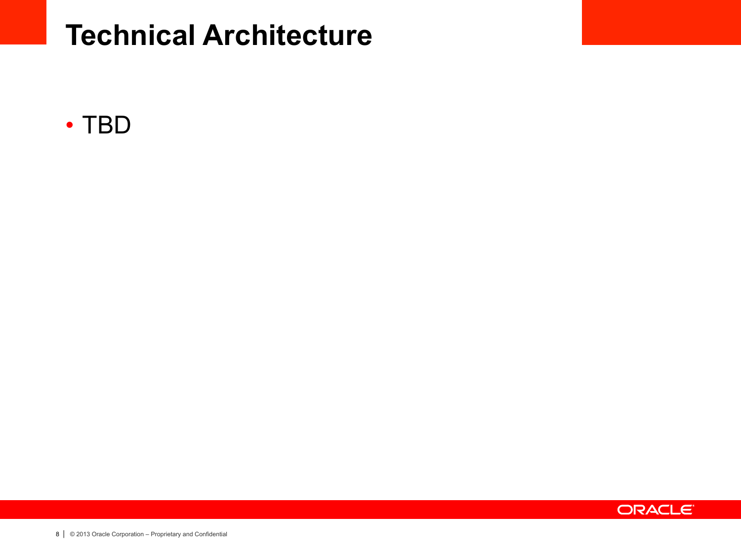# Technical Architecture

- TBD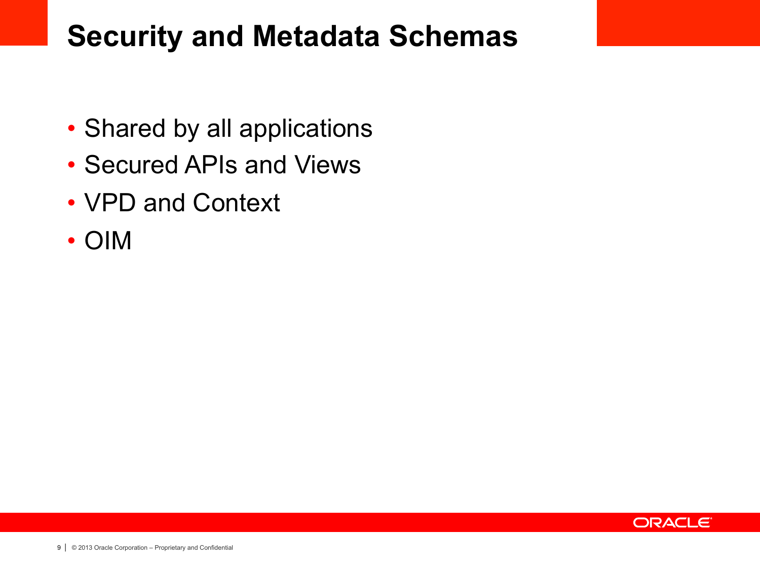# Security and Metadata Schemas

- Shared by all applications
- Secured APIs and Views
- VPD and Context
- OIM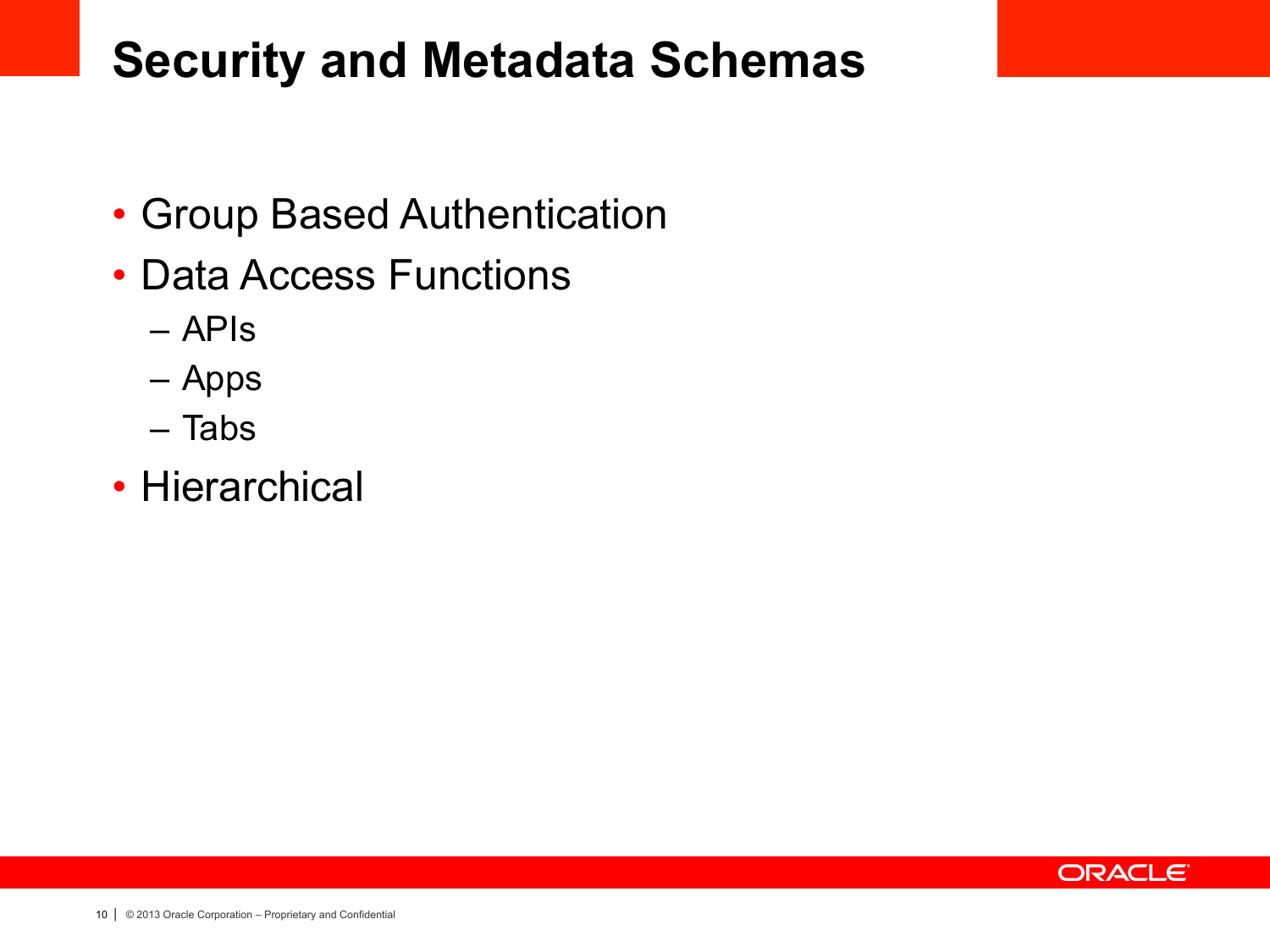# Security and Metadata Schemas

- Group Based Authentication
- Data Access Functions
  - APIs
  - Apps
  - Tabs
- Hierarchical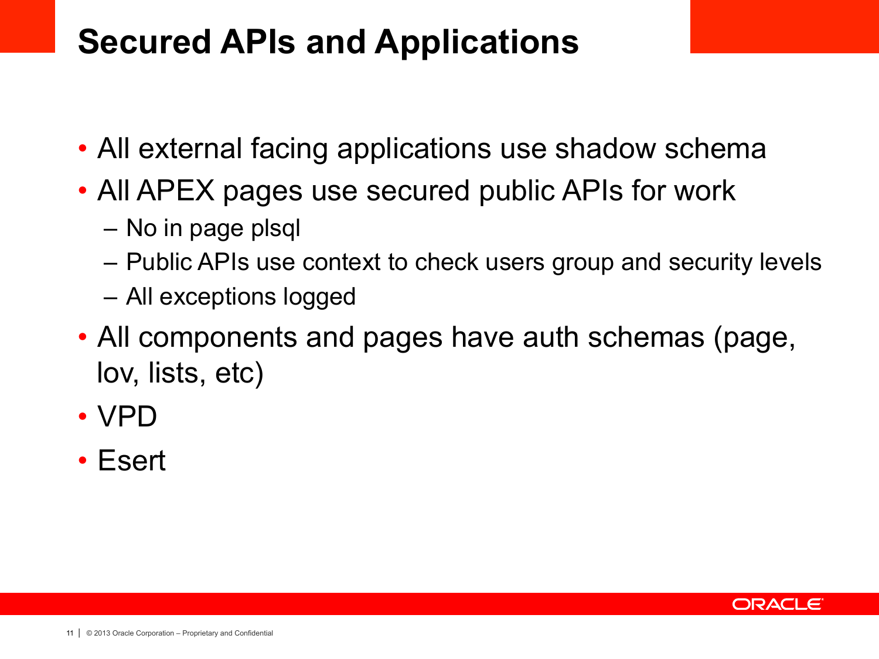# Secured APIs and Applications

- All external facing applications use shadow schema
- All APEX pages use secured public APIs for work
  - No in page plsql
  - Public APIs use context to check users group and security levels
  - All exceptions logged
- All components and pages have auth schemas (page, lov, lists, etc)
- VPD
- Esert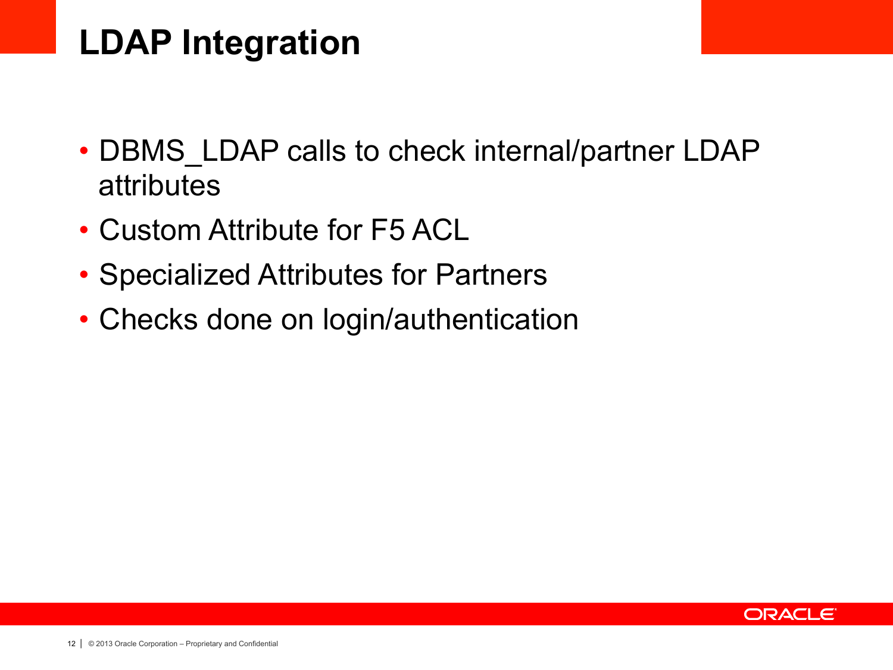# LDAP Integration

- DBMS_LDAP calls to check internal/partner LDAP attributes
- Custom Attribute for F5 ACL
- Specialized Attributes for Partners
- Checks done on login/authentication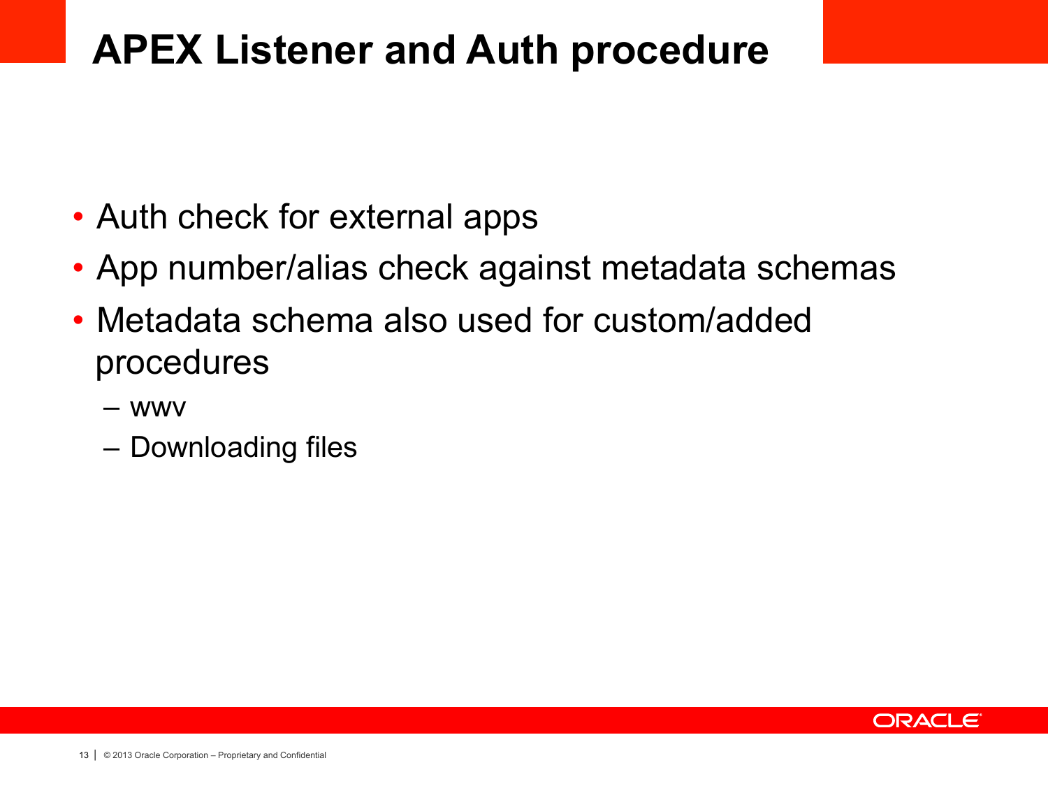# APEX Listener and Auth procedure

- Auth check for external apps
- App number/alias check against metadata schemas
- Metadata schema also used for custom/added procedures
  - wwv
  - Downloading files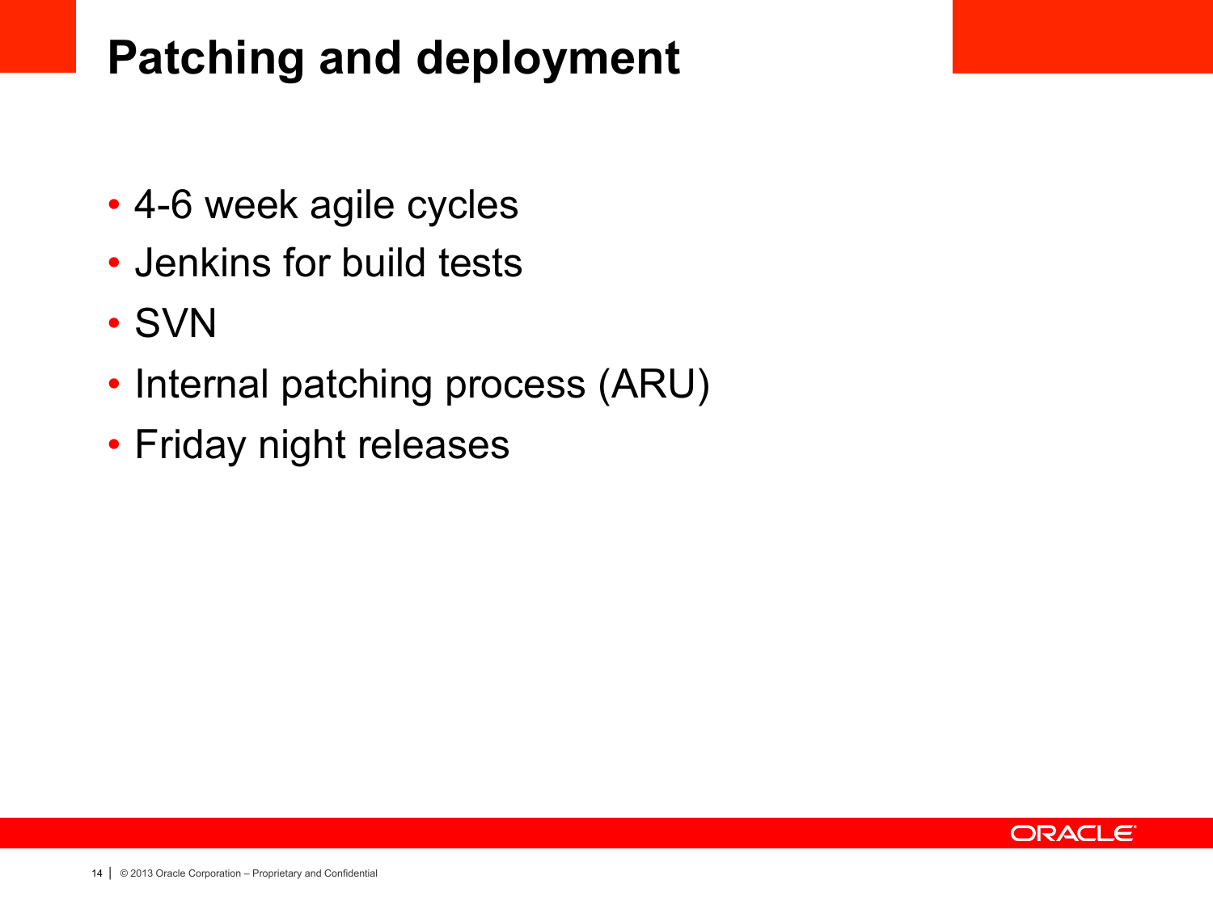# Patching and deployment

- 4-6 week agile cycles
- Jenkins for build tests
- SVN
- Internal patching process (ARU)
- Friday night releases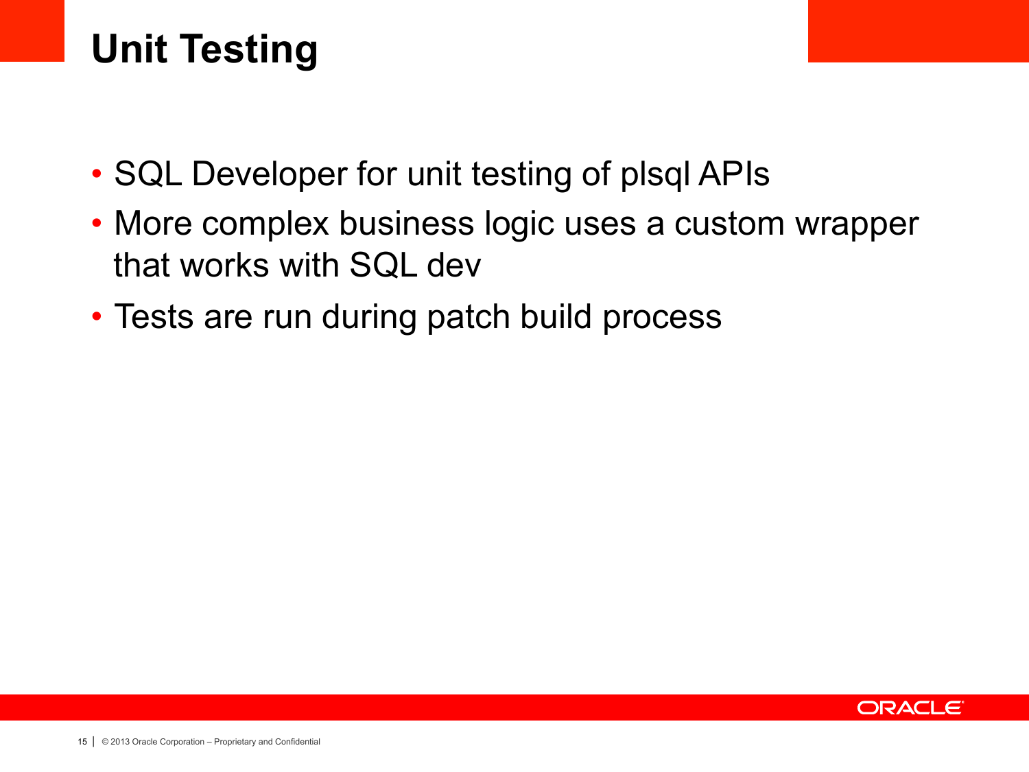# Unit Testing

- SQL Developer for unit testing of plsql APIs
- More complex business logic uses a custom wrapper that works with SQL dev
- Tests are run during patch build process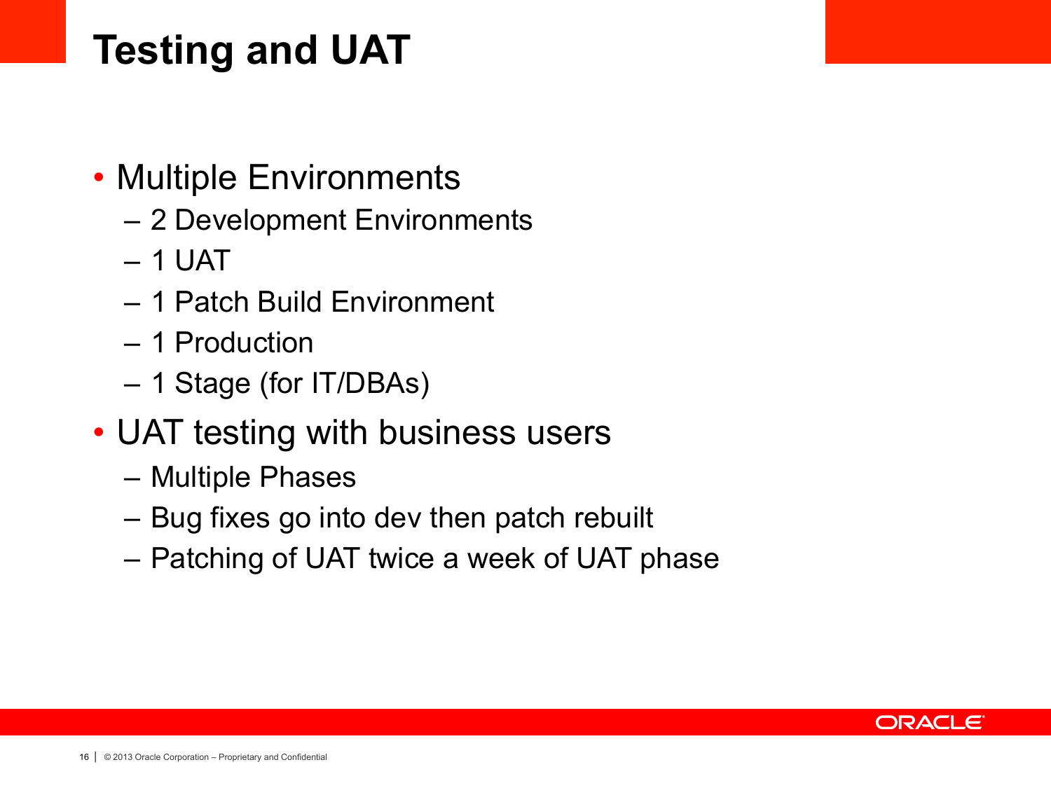# Testing and UAT

- Multiple Environments
  - 2 Development Environments
  - 1 UAT
  - 1 Patch Build Environment
  - 1 Production
  - 1 Stage (for IT/DBAs)
- UAT testing with business users
  - Multiple Phases
  - Bug fixes go into dev then patch rebuilt
  - Patching of UAT twice a week of UAT phase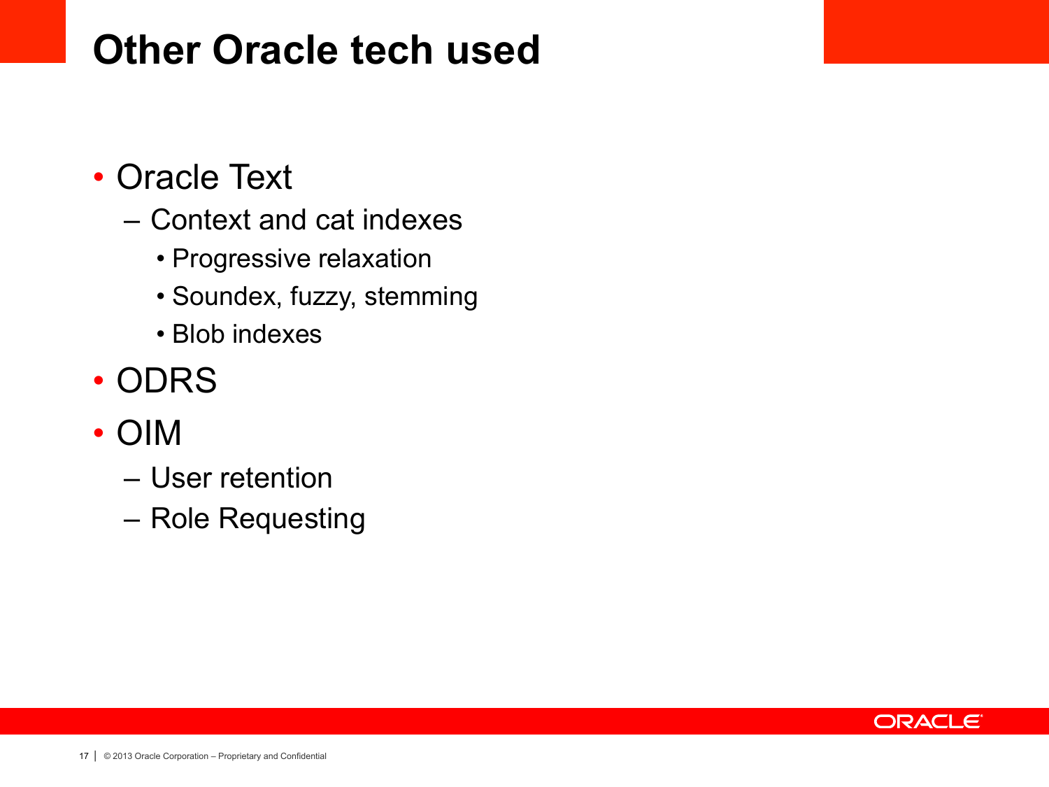# Other Oracle tech used

- Oracle Text
  - Context and cat indexes
    - Progressive relaxation
    - Soundex, fuzzy, stemming
    - Blob indexes
- ODRS
- OIM
  - User retention
  - Role Requesting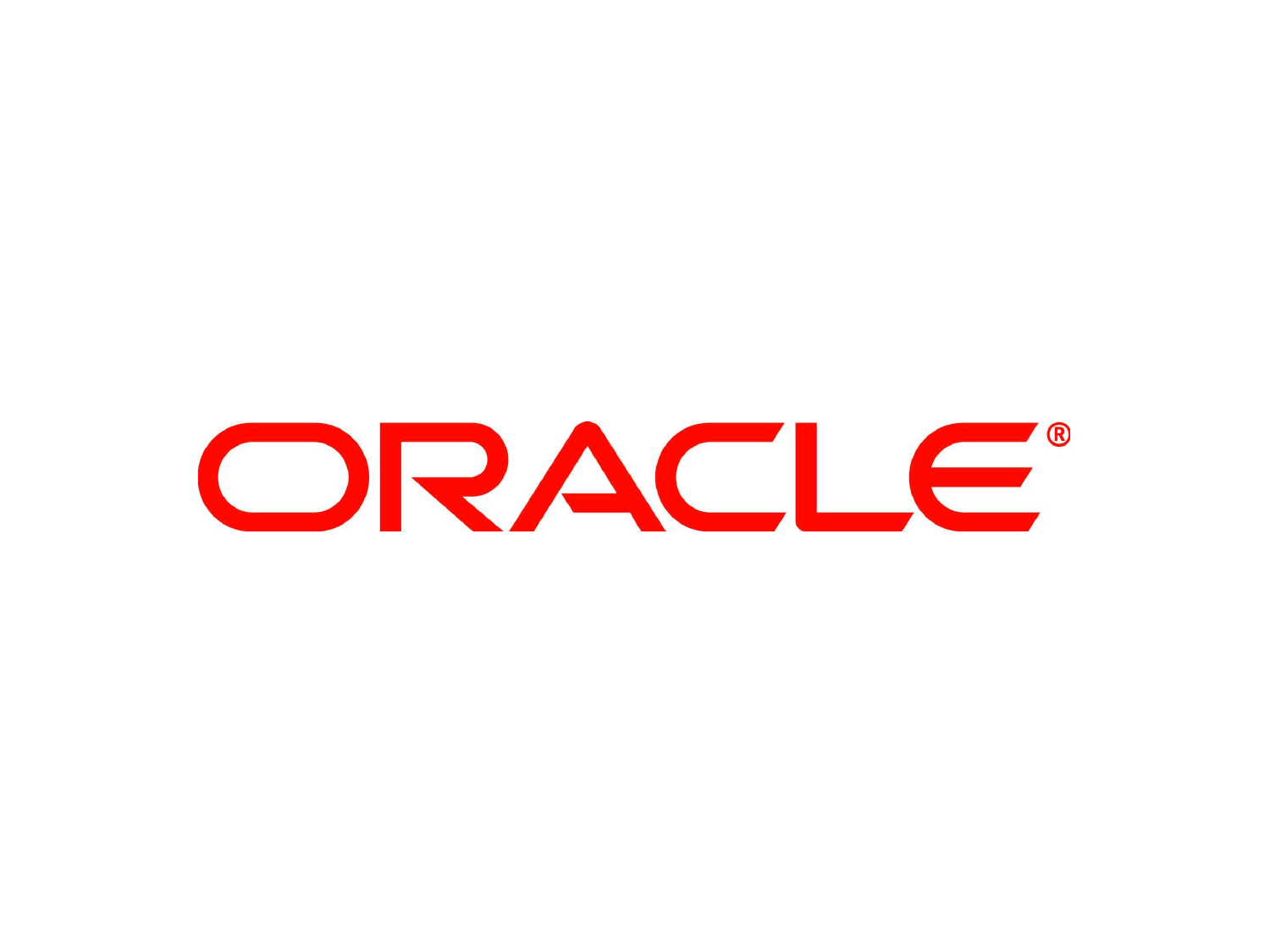ORACLE®